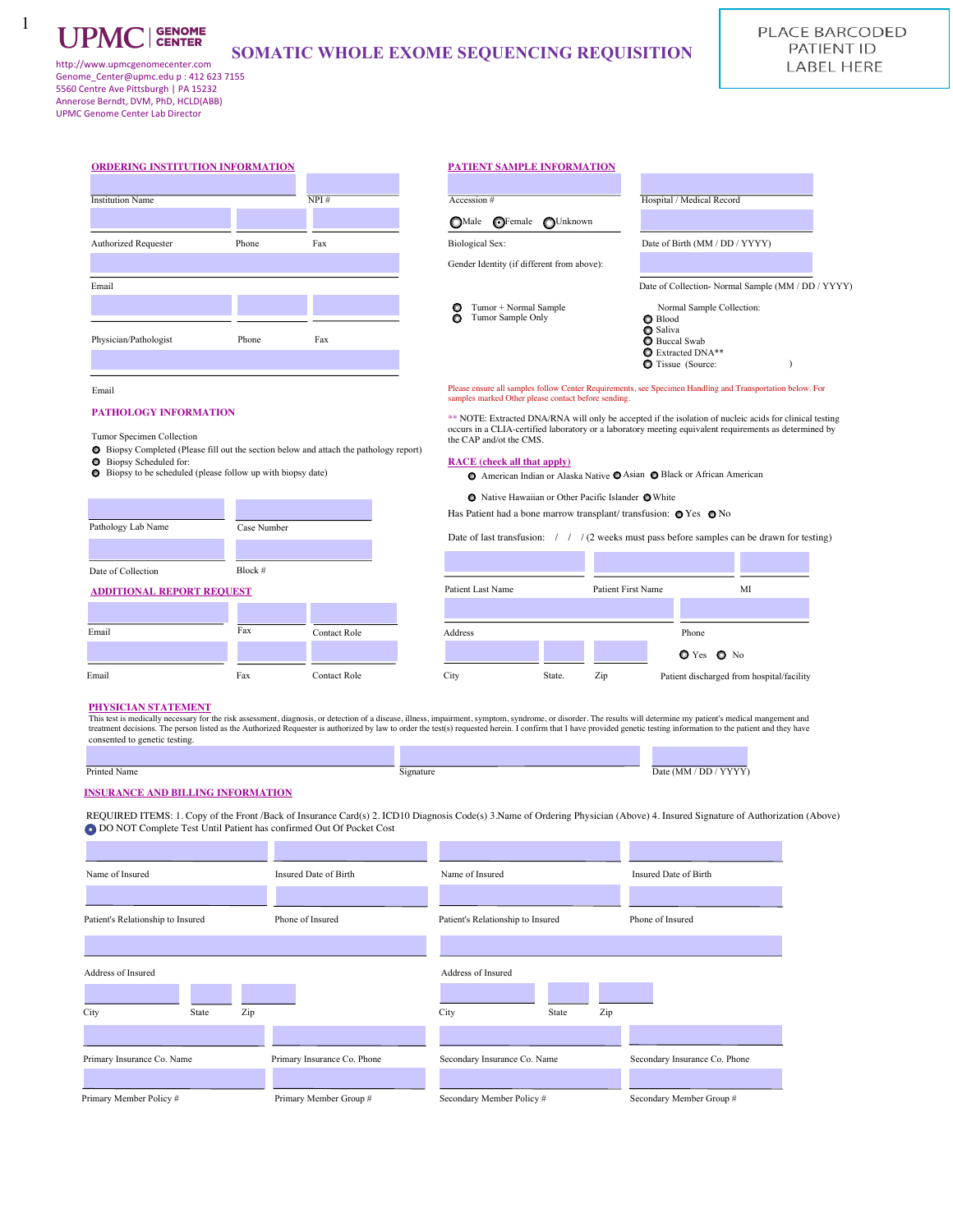# UPMC GENOME CENTER

## SOMATIC WHOLE EXOME SEQUENCING REQUISITION

http://www.upmcgenomecenter.com
Genome_Center@upmc.edu p : 412 623 7155
5560 Centre Ave Pittsburgh | PA 15232
Annerose Berndt, DVM, PhD, HCLD(ABB)
UPMC Genome Center Lab Director

PLACE BARCODED PATIENT ID LABEL HERE

### ORDERING INSTITUTION INFORMATION

Institution Name | NPI #

Authorized Requester | Phone | Fax

Email

Physician/Pathologist | Phone | Fax

Email

### PATHOLOGY INFORMATION

Tumor Specimen Collection

- Biopsy Completed (Please fill out the section below and attach the pathology report)
- Biopsy Scheduled for:
- Biopsy to be scheduled (please follow up with biopsy date)

Pathology Lab Name | Case Number

Date of Collection | Block #

### ADDITIONAL REPORT REQUEST

Email | Fax | Contact Role

Email | Fax | Contact Role

### PATIENT SAMPLE INFORMATION

Accession # | Hospital / Medical Record

Biological Sex: ○ Male ● Female ○ Unknown

Date of Birth (MM / DD / YYYY)

Gender Identity (if different from above):

Date of Collection- Normal Sample (MM / DD / YYYY)

- Tumor + Normal Sample
- Tumor Sample Only

Normal Sample Collection:
- Blood
- Saliva
- Buccal Swab
- Extracted DNA**
- Tissue (Source: )

Please ensure all samples follow Center Requirements, see Specimen Handling and Transportation below. For samples marked Other please contact before sending.

** NOTE: Extracted DNA/RNA will only be accepted if the isolation of nucleic acids for clinical testing occurs in a CLIA-certified laboratory or a laboratory meeting equivalent requirements as determined by the CAP and/ot the CMS.

### RACE (check all that apply)

- American Indian or Alaska Native
- Asian
- Black or African American
- Native Hawaiian or Other Pacific Islander
- White

Has Patient had a bone marrow transplant/ transfusion: ○ Yes ○ No

Date of last transfusion: / / (2 weeks must pass before samples can be drawn for testing)

Patient Last Name | Patient First Name | MI

Address | Phone

City | State. | Zip

Patient discharged from hospital/facility ○ Yes ○ No

### PHYSICIAN STATEMENT

This test is medically necessary for the risk assessment, diagnosis, or detection of a disease, illness, impairment, symptom, syndrome, or disorder. The results will determine my patient's medical mangement and treatment decisions. The person listed as the Authorized Requester is authorized by law to order the test(s) requested herein. I confirm that I have provided genetic testing information to the patient and they have consented to genetic testing.

Printed Name | Signature | Date (MM / DD / YYYY)

### INSURANCE AND BILLING INFORMATION

REQUIRED ITEMS: 1. Copy of the Front /Back of Insurance Card(s) 2. ICD10 Diagnosis Code(s) 3.Name of Ordering Physician (Above) 4. Insured Signature of Authorization (Above)

● DO NOT Complete Test Until Patient has confirmed Out Of Pocket Cost

| | | | |
|---|---|---|---|
| Name of Insured | Insured Date of Birth | Name of Insured | Insured Date of Birth |
| Patient's Relationship to Insured | Phone of Insured | Patient's Relationship to Insured | Phone of Insured |
| Address of Insured | | Address of Insured | |
| City / State / Zip | | City / State / Zip | |
| Primary Insurance Co. Name | Primary Insurance Co. Phone | Secondary Insurance Co. Name | Secondary Insurance Co. Phone |
| Primary Member Policy # | Primary Member Group # | Secondary Member Policy # | Secondary Member Group # |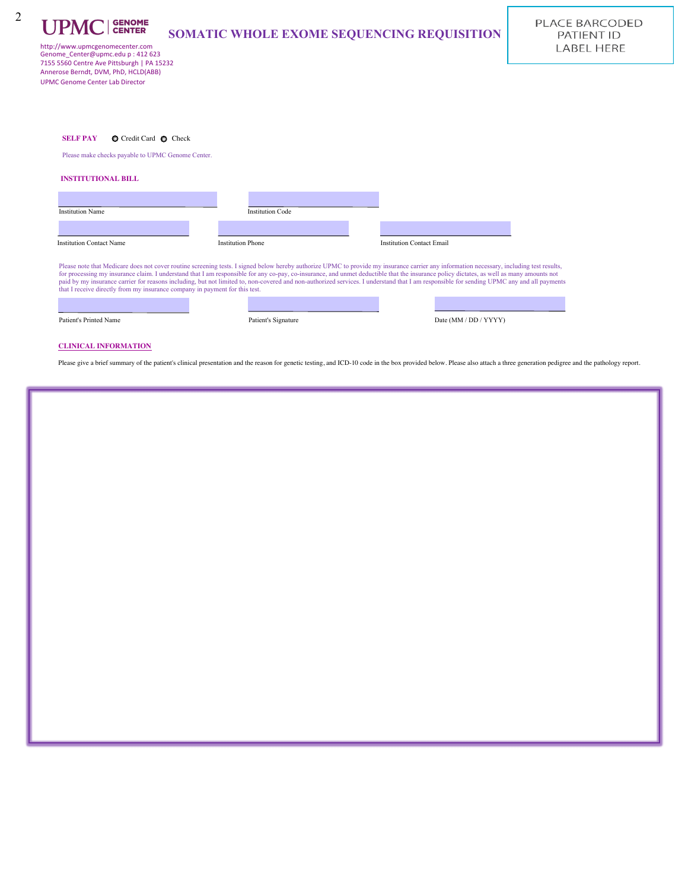UPMC | GENOME CENTER

http://www.upmcgenomecenter.com
Genome_Center@upmc.edu p : 412 623
7155 5560 Centre Ave Pittsburgh | PA 15232
Annerose Berndt, DVM, PhD, HCLD(ABB)
UPMC Genome Center Lab Director

# SOMATIC WHOLE EXOME SEQUENCING REQUISITION

PLACE BARCODED PATIENT ID LABEL HERE

**SELF PAY** ○ Credit Card ○ Check

Please make checks payable to UPMC Genome Center.

**INSTITUTIONAL BILL**

Institution Name ______________________ Institution Code ______________________

Institution Contact Name ______________________ Institution Phone ______________________ Institution Contact Email ______________________

Please note that Medicare does not cover routine screening tests. I signed below hereby authorize UPMC to provide my insurance carrier any information necessary, including test results, for processing my insurance claim. I understand that I am responsible for any co-pay, co-insurance, and unmet deductible that the insurance policy dictates, as well as many amounts not paid by my insurance carrier for reasons including, but not limited to, non-covered and non-authorized services. I understand that I am responsible for sending UPMC any and all payments that I receive directly from my insurance company in payment for this test.

Patient's Printed Name ______________________ Patient's Signature ______________________ Date (MM / DD / YYYY) ______________________

**CLINICAL INFORMATION**

Please give a brief summary of the patient's clinical presentation and the reason for genetic testing, and ICD-10 code in the box provided below. Please also attach a three generation pedigree and the pathology report.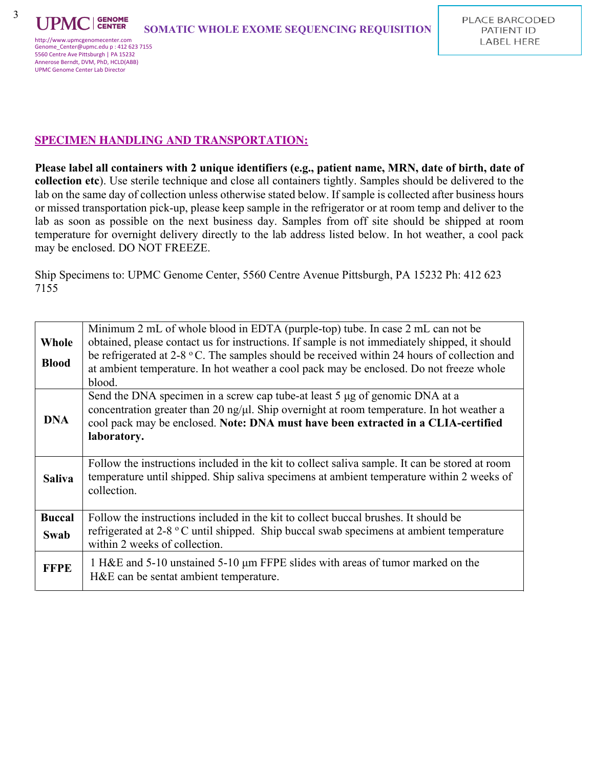## SPECIMEN HANDLING AND TRANSPORTATION:

**Please label all containers with 2 unique identifiers (e.g., patient name, MRN, date of birth, date of collection etc**). Use sterile technique and close all containers tightly. Samples should be delivered to the lab on the same day of collection unless otherwise stated below. If sample is collected after business hours or missed transportation pick-up, please keep sample in the refrigerator or at room temp and deliver to the lab as soon as possible on the next business day. Samples from off site should be shipped at room temperature for overnight delivery directly to the lab address listed below. In hot weather, a cool pack may be enclosed. DO NOT FREEZE.

Ship Specimens to: UPMC Genome Center, 5560 Centre Avenue Pittsburgh, PA 15232 Ph: 412 623 7155

| | |
|---|---|
| **Whole Blood** | Minimum 2 mL of whole blood in EDTA (purple-top) tube. In case 2 mL can not be obtained, please contact us for instructions. If sample is not immediately shipped, it should be refrigerated at 2-8 °C. The samples should be received within 24 hours of collection and at ambient temperature. In hot weather a cool pack may be enclosed. Do not freeze whole blood. |
| **DNA** | Send the DNA specimen in a screw cap tube-at least 5 µg of genomic DNA at a concentration greater than 20 ng/µl. Ship overnight at room temperature. In hot weather a cool pack may be enclosed. **Note: DNA must have been extracted in a CLIA-certified laboratory.** |
| **Saliva** | Follow the instructions included in the kit to collect saliva sample. It can be stored at room temperature until shipped. Ship saliva specimens at ambient temperature within 2 weeks of collection. |
| **Buccal Swab** | Follow the instructions included in the kit to collect buccal brushes. It should be refrigerated at 2-8 °C until shipped. Ship buccal swab specimens at ambient temperature within 2 weeks of collection. |
| **FFPE** | 1 H&E and 5-10 unstained 5-10 µm FFPE slides with areas of tumor marked on the H&E can be sentat ambient temperature. |